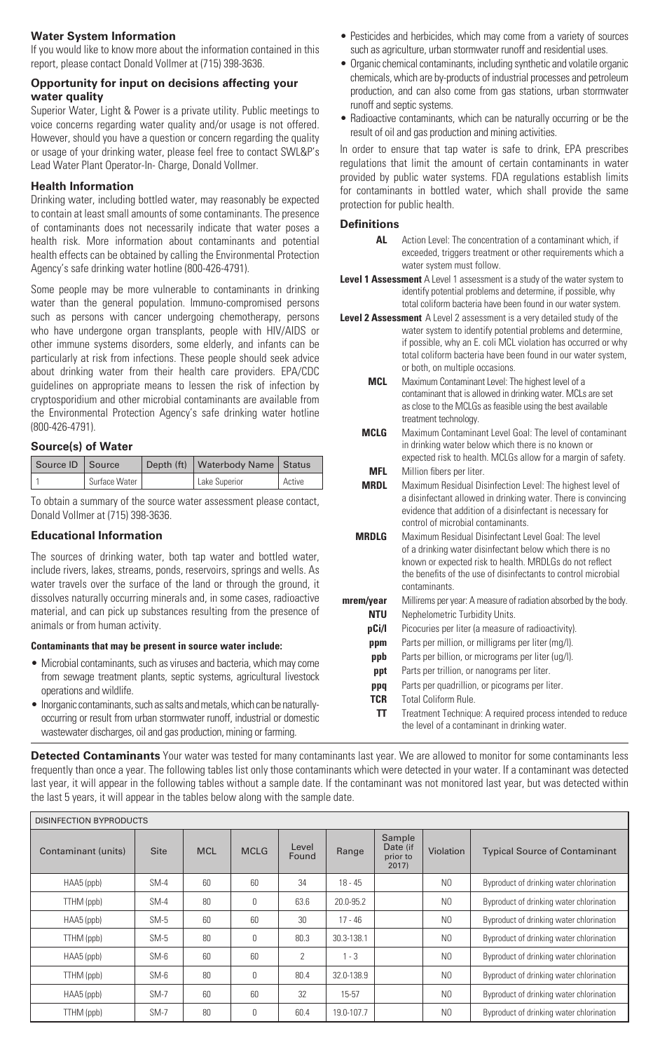## Water System Information

If you would like to know more about the information contained in this report, please contact Donald Vollmer at (715) 398-3636.

### Opportunity for input on decisions affecting your water quality

Superior Water, Light & Power is a private utility. Public meetings to voice concerns regarding water quality and/or usage is not offered. However, should you have a question or concern regarding the quality or usage of your drinking water, please feel free to contact SWL&P's Lead Water Plant Operator-In- Charge, Donald Vollmer.

### Health Information

Drinking water, including bottled water, may reasonably be expected to contain at least small amounts of some contaminants. The presence of contaminants does not necessarily indicate that water poses a health risk. More information about contaminants and potential health effects can be obtained by calling the Environmental Protection Agency's safe drinking water hotline (800-426-4791).

Some people may be more vulnerable to contaminants in drinking water than the general population. Immuno-compromised persons such as persons with cancer undergoing chemotherapy, persons who have undergone organ transplants, people with HIV/AIDS or other immune systems disorders, some elderly, and infants can be particularly at risk from infections. These people should seek advice about drinking water from their health care providers. EPA/CDC guidelines on appropriate means to lessen the risk of infection by cryptosporidium and other microbial contaminants are available from the Environmental Protection Agency's safe drinking water hotline (800-426-4791).

### Source(s) of Water

| Source ID | Source | Depth (ft) | Waterbody Name | Status |
|---|---|---|---|---|
| 1 | Surface Water | | Lake Superior | Active |

To obtain a summary of the source water assessment please contact, Donald Vollmer at (715) 398-3636.

### Educational Information

The sources of drinking water, both tap water and bottled water, include rivers, lakes, streams, ponds, reservoirs, springs and wells. As water travels over the surface of the land or through the ground, it dissolves naturally occurring minerals and, in some cases, radioactive material, and can pick up substances resulting from the presence of animals or from human activity.

**Contaminants that may be present in source water include:**

- Microbial contaminants, such as viruses and bacteria, which may come from sewage treatment plants, septic systems, agricultural livestock operations and wildlife.
- Inorganic contaminants, such as salts and metals, which can be naturally-occurring or result from urban stormwater runoff, industrial or domestic wastewater discharges, oil and gas production, mining or farming.
- Pesticides and herbicides, which may come from a variety of sources such as agriculture, urban stormwater runoff and residential uses.
- Organic chemical contaminants, including synthetic and volatile organic chemicals, which are by-products of industrial processes and petroleum production, and can also come from gas stations, urban stormwater runoff and septic systems.
- Radioactive contaminants, which can be naturally occurring or be the result of oil and gas production and mining activities.

In order to ensure that tap water is safe to drink, EPA prescribes regulations that limit the amount of certain contaminants in water provided by public water systems. FDA regulations establish limits for contaminants in bottled water, which shall provide the same protection for public health.

### Definitions

**AL** Action Level: The concentration of a contaminant which, if exceeded, triggers treatment or other requirements which a water system must follow.

**Level 1 Assessment** A Level 1 assessment is a study of the water system to identify potential problems and determine, if possible, why total coliform bacteria have been found in our water system.

**Level 2 Assessment** A Level 2 assessment is a very detailed study of the water system to identify potential problems and determine, if possible, why an E. coli MCL violation has occurred or why total coliform bacteria have been found in our water system, or both, on multiple occasions.

**MCL** Maximum Contaminant Level: The highest level of a contaminant that is allowed in drinking water. MCLs are set as close to the MCLGs as feasible using the best available treatment technology.

**MCLG** Maximum Contaminant Level Goal: The level of contaminant in drinking water below which there is no known or expected risk to health. MCLGs allow for a margin of safety.

**MFL** Million fibers per liter.

**MRDL** Maximum Residual Disinfection Level: The highest level of a disinfectant allowed in drinking water. There is convincing evidence that addition of a disinfectant is necessary for control of microbial contaminants.

**MRDLG** Maximum Residual Disinfectant Level Goal: The level of a drinking water disinfectant below which there is no known or expected risk to health. MRDLGs do not reflect the benefits of the use of disinfectants to control microbial contaminants.

**mrem/year** Millirems per year: A measure of radiation absorbed by the body.

**NTU** Nephelometric Turbidity Units.

**pCi/l** Picocuries per liter (a measure of radioactivity).

**ppm** Parts per million, or milligrams per liter (mg/l).

**ppb** Parts per billion, or micrograms per liter (ug/l).

**ppt** Parts per trillion, or nanograms per liter.

**ppq** Parts per quadrillion, or picograms per liter.

**TCR** Total Coliform Rule.

**TT** Treatment Technique: A required process intended to reduce the level of a contaminant in drinking water.

**Detected Contaminants** Your water was tested for many contaminants last year. We are allowed to monitor for some contaminants less frequently than once a year. The following tables list only those contaminants which were detected in your water. If a contaminant was detected last year, it will appear in the following tables without a sample date. If the contaminant was not monitored last year, but was detected within the last 5 years, it will appear in the tables below along with the sample date.

| DISINFECTION BYPRODUCTS | | | | | | | | |
|---|---|---|---|---|---|---|---|---|
| Contaminant (units) | Site | MCL | MCLG | Level Found | Range | Sample Date (if prior to 2017) | Violation | Typical Source of Contaminant |
| HAA5 (ppb) | SM-4 | 60 | 60 | 34 | 18 - 45 | | NO | Byproduct of drinking water chlorination |
| TTHM (ppb) | SM-4 | 80 | 0 | 63.6 | 20.0-95.2 | | NO | Byproduct of drinking water chlorination |
| HAA5 (ppb) | SM-5 | 60 | 60 | 30 | 17 - 46 | | NO | Byproduct of drinking water chlorination |
| TTHM (ppb) | SM-5 | 80 | 0 | 80.3 | 30.3-138.1 | | NO | Byproduct of drinking water chlorination |
| HAA5 (ppb) | SM-6 | 60 | 60 | 2 | 1 - 3 | | NO | Byproduct of drinking water chlorination |
| TTHM (ppb) | SM-6 | 80 | 0 | 80.4 | 32.0-138.9 | | NO | Byproduct of drinking water chlorination |
| HAA5 (ppb) | SM-7 | 60 | 60 | 32 | 15-57 | | NO | Byproduct of drinking water chlorination |
| TTHM (ppb) | SM-7 | 80 | 0 | 60.4 | 19.0-107.7 | | NO | Byproduct of drinking water chlorination |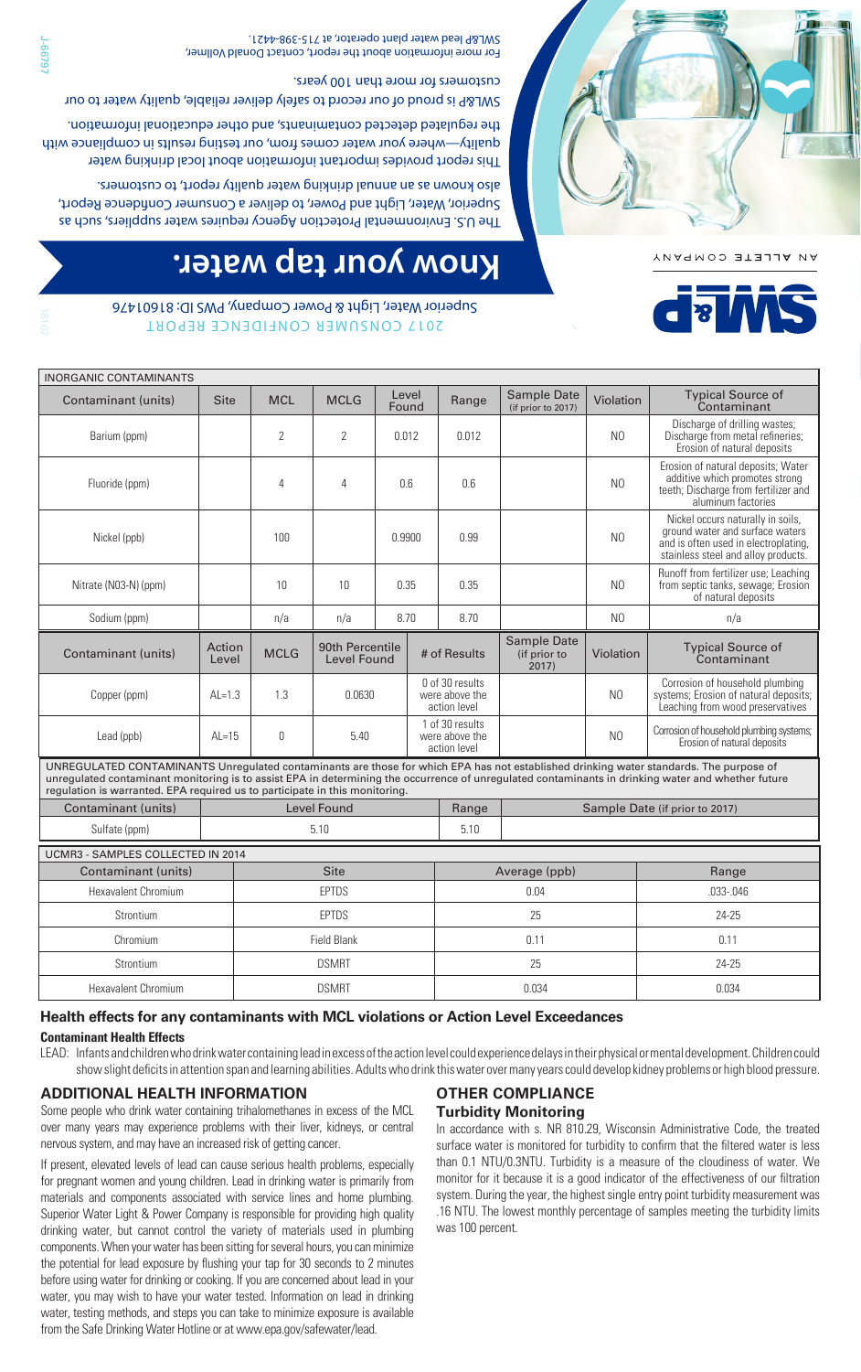2017 CONSUMER CONFIDENCE REPORT

Superior Water, Light & Power Company, PWS ID: 81601476

AN ALLETE COMPANY

# Know your tap water.

The U.S. Environmental Protection Agency requires water suppliers, such as Superior, Water, Light and Power, to deliver a Consumer Confidence Report, also known as an annual drinking water quality report, to customers.

This report provides important information about local drinking water quality—where your water comes from, our testing results in compliance with the regulated detected contaminants, and other educational information.

SWL&P is proud of our record to safely deliver reliable, quality water to our customers for more than 100 years.

For more information about the report, contact Donald Vollmer, SWL&P lead water plant operator, at 715-398-4421.

| INORGANIC CONTAMINANTS | | | | | | | | |
|---|---|---|---|---|---|---|---|---|
| Contaminant (units) | Site | MCL | MCLG | Level Found | Range | Sample Date (if prior to 2017) | Violation | Typical Source of Contaminant |
| Barium (ppm) | | 2 | 2 | 0.012 | 0.012 | | NO | Discharge of drilling wastes; Discharge from metal refineries; Erosion of natural deposits |
| Fluoride (ppm) | | 4 | 4 | 0.6 | 0.6 | | NO | Erosion of natural deposits; Water additive which promotes strong teeth; Discharge from fertilizer and aluminum factories |
| Nickel (ppb) | | 100 | | 0.9900 | 0.99 | | NO | Nickel occurs naturally in soils, ground water and surface waters and is often used in electroplating, stainless steel and alloy products. |
| Nitrate (NO3-N) (ppm) | | 10 | 10 | 0.35 | 0.35 | | NO | Runoff from fertilizer use; Leaching from septic tanks, sewage; Erosion of natural deposits |
| Sodium (ppm) | | n/a | n/a | 8.70 | 8.70 | | NO | n/a |

| Contaminant (units) | Action Level | MCLG | 90th Percentile Level Found | # of Results | Sample Date (if prior to 2017) | Violation | Typical Source of Contaminant |
|---|---|---|---|---|---|---|---|
| Copper (ppm) | AL=1.3 | 1.3 | 0.0630 | 0 of 30 results were above the action level | | NO | Corrosion of household plumbing systems; Erosion of natural deposits; Leaching from wood preservatives |
| Lead (ppb) | AL=15 | 0 | 5.40 | 1 of 30 results were above the action level | | NO | Corrosion of household plumbing systems; Erosion of natural deposits |

UNREGULATED CONTAMINANTS Unregulated contaminants are those for which EPA has not established drinking water standards. The purpose of unregulated contaminant monitoring is to assist EPA in determining the occurrence of unregulated contaminants in drinking water and whether future regulation is warranted. EPA required us to participate in this monitoring.

| Contaminant (units) | Level Found | Range | Sample Date (if prior to 2017) |
|---|---|---|---|
| Sulfate (ppm) | 5.10 | 5.10 | |

| UCMR3 - SAMPLES COLLECTED IN 2014 | | | |
|---|---|---|---|
| Contaminant (units) | Site | Average (ppb) | Range |
| Hexavalent Chromium | EPTDS | 0.04 | .033-.046 |
| Strontium | EPTDS | 25 | 24-25 |
| Chromium | Field Blank | 0.11 | 0.11 |
| Strontium | DSMRT | 25 | 24-25 |
| Hexavalent Chromium | DSMRT | 0.034 | 0.034 |

## Health effects for any contaminants with MCL violations or Action Level Exceedances

**Contaminant Health Effects**

LEAD: Infants and children who drink water containing lead in excess of the action level could experience delays in their physical or mental development. Children could show slight deficits in attention span and learning abilities. Adults who drink this water over many years could develop kidney problems or high blood pressure.

## ADDITIONAL HEALTH INFORMATION

Some people who drink water containing trihalomethanes in excess of the MCL over many years may experience problems with their liver, kidneys, or central nervous system, and may have an increased risk of getting cancer.

If present, elevated levels of lead can cause serious health problems, especially for pregnant women and young children. Lead in drinking water is primarily from materials and components associated with service lines and home plumbing. Superior Water Light & Power Company is responsible for providing high quality drinking water, but cannot control the variety of materials used in plumbing components. When your water has been sitting for several hours, you can minimize the potential for lead exposure by flushing your tap for 30 seconds to 2 minutes before using water for drinking or cooking. If you are concerned about lead in your water, you may wish to have your water tested. Information on lead in drinking water, testing methods, and steps you can take to minimize exposure is available from the Safe Drinking Water Hotline or at www.epa.gov/safewater/lead.

## OTHER COMPLIANCE

### Turbidity Monitoring

In accordance with s. NR 810.29, Wisconsin Administrative Code, the treated surface water is monitored for turbidity to confirm that the filtered water is less than 0.1 NTU/0.3NTU. Turbidity is a measure of the cloudiness of water. We monitor for it because it is a good indicator of the effectiveness of our filtration system. During the year, the highest single entry point turbidity measurement was .16 NTU. The lowest monthly percentage of samples meeting the turbidity limits was 100 percent.